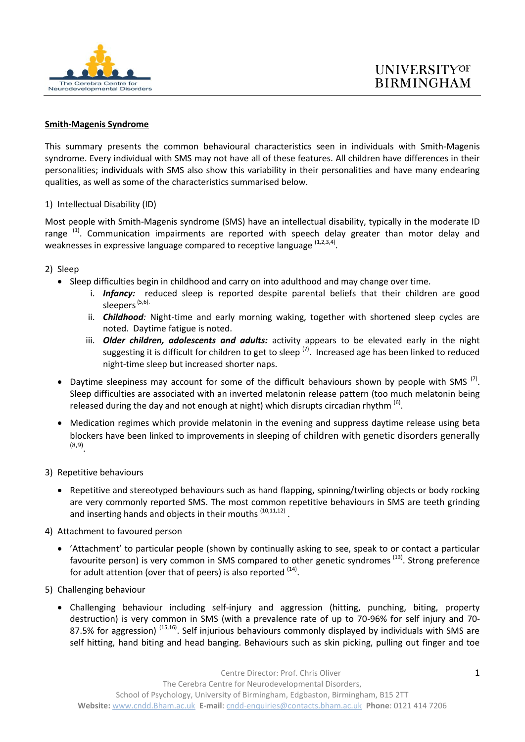## Smith-Magenis Syndrome

This summary presents the common behavioural characteristics seen in individuals with Smith-Magenis syndrome. Every individual with SMS may not have all of these features. All children have differences in their personalities; individuals with SMS also show this variability in their personalities and have many endearing qualities, as well as some of the characteristics summarised below.

1) Intellectual Disability (ID)

Most people with Smith-Magenis syndrome (SMS) have an intellectual disability, typically in the moderate ID range [1]. Communication impairments are reported with speech delay greater than motor delay and weaknesses in expressive language compared to receptive language [1,2,3,4].

2) Sleep

- Sleep difficulties begin in childhood and carry on into adulthood and may change over time.
    - i. ***Infancy:*** reduced sleep is reported despite parental beliefs that their children are good sleepers [5,6].
    - ii. ***Childhood:*** Night-time and early morning waking, together with shortened sleep cycles are noted. Daytime fatigue is noted.
    - iii. ***Older children, adolescents and adults:*** activity appears to be elevated early in the night suggesting it is difficult for children to get to sleep [7]. Increased age has been linked to reduced night-time sleep but increased shorter naps.
- Daytime sleepiness may account for some of the difficult behaviours shown by people with SMS [7]. Sleep difficulties are associated with an inverted melatonin release pattern (too much melatonin being released during the day and not enough at night) which disrupts circadian rhythm [6].
- Medication regimes which provide melatonin in the evening and suppress daytime release using beta blockers have been linked to improvements in sleeping of children with genetic disorders generally [8,9].

3) Repetitive behaviours

- Repetitive and stereotyped behaviours such as hand flapping, spinning/twirling objects or body rocking are very commonly reported SMS. The most common repetitive behaviours in SMS are teeth grinding and inserting hands and objects in their mouths [10,11,12].

4) Attachment to favoured person

- 'Attachment' to particular people (shown by continually asking to see, speak to or contact a particular favourite person) is very common in SMS compared to other genetic syndromes [13]. Strong preference for adult attention (over that of peers) is also reported [14].

5) Challenging behaviour

- Challenging behaviour including self-injury and aggression (hitting, punching, biting, property destruction) is very common in SMS (with a prevalence rate of up to 70-96% for self injury and 70-87.5% for aggression) [15,16]. Self injurious behaviours commonly displayed by individuals with SMS are self hitting, hand biting and head banging. Behaviours such as skin picking, pulling out finger and toe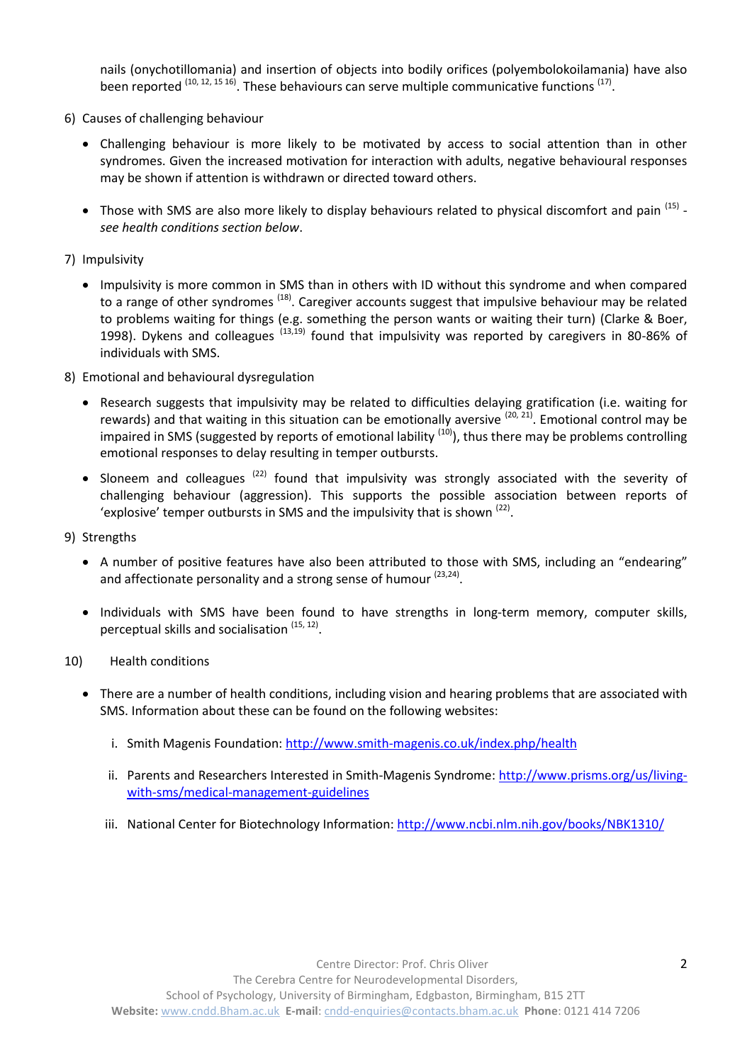nails (onychotillomania) and insertion of objects into bodily orifices (polyembolokoilamania) have also been reported [10, 12, 15 16]. These behaviours can serve multiple communicative functions [17].

6) Causes of challenging behaviour

- Challenging behaviour is more likely to be motivated by access to social attention than in other syndromes. Given the increased motivation for interaction with adults, negative behavioural responses may be shown if attention is withdrawn or directed toward others.

- Those with SMS are also more likely to display behaviours related to physical discomfort and pain [15] - *see health conditions section below*.

7) Impulsivity

- Impulsivity is more common in SMS than in others with ID without this syndrome and when compared to a range of other syndromes [18]. Caregiver accounts suggest that impulsive behaviour may be related to problems waiting for things (e.g. something the person wants or waiting their turn) (Clarke & Boer, 1998). Dykens and colleagues [13,19] found that impulsivity was reported by caregivers in 80-86% of individuals with SMS.

8) Emotional and behavioural dysregulation

- Research suggests that impulsivity may be related to difficulties delaying gratification (i.e. waiting for rewards) and that waiting in this situation can be emotionally aversive [20, 21]. Emotional control may be impaired in SMS (suggested by reports of emotional lability [10]), thus there may be problems controlling emotional responses to delay resulting in temper outbursts.

- Sloneem and colleagues [22] found that impulsivity was strongly associated with the severity of challenging behaviour (aggression). This supports the possible association between reports of 'explosive' temper outbursts in SMS and the impulsivity that is shown [22].

9) Strengths

- A number of positive features have also been attributed to those with SMS, including an "endearing" and affectionate personality and a strong sense of humour [23,24].

- Individuals with SMS have been found to have strengths in long-term memory, computer skills, perceptual skills and socialisation [15, 12].

10) Health conditions

- There are a number of health conditions, including vision and hearing problems that are associated with SMS. Information about these can be found on the following websites:

  i. Smith Magenis Foundation: http://www.smith-magenis.co.uk/index.php/health

  ii. Parents and Researchers Interested in Smith-Magenis Syndrome: http://www.prisms.org/us/living-with-sms/medical-management-guidelines

  iii. National Center for Biotechnology Information: http://www.ncbi.nlm.nih.gov/books/NBK1310/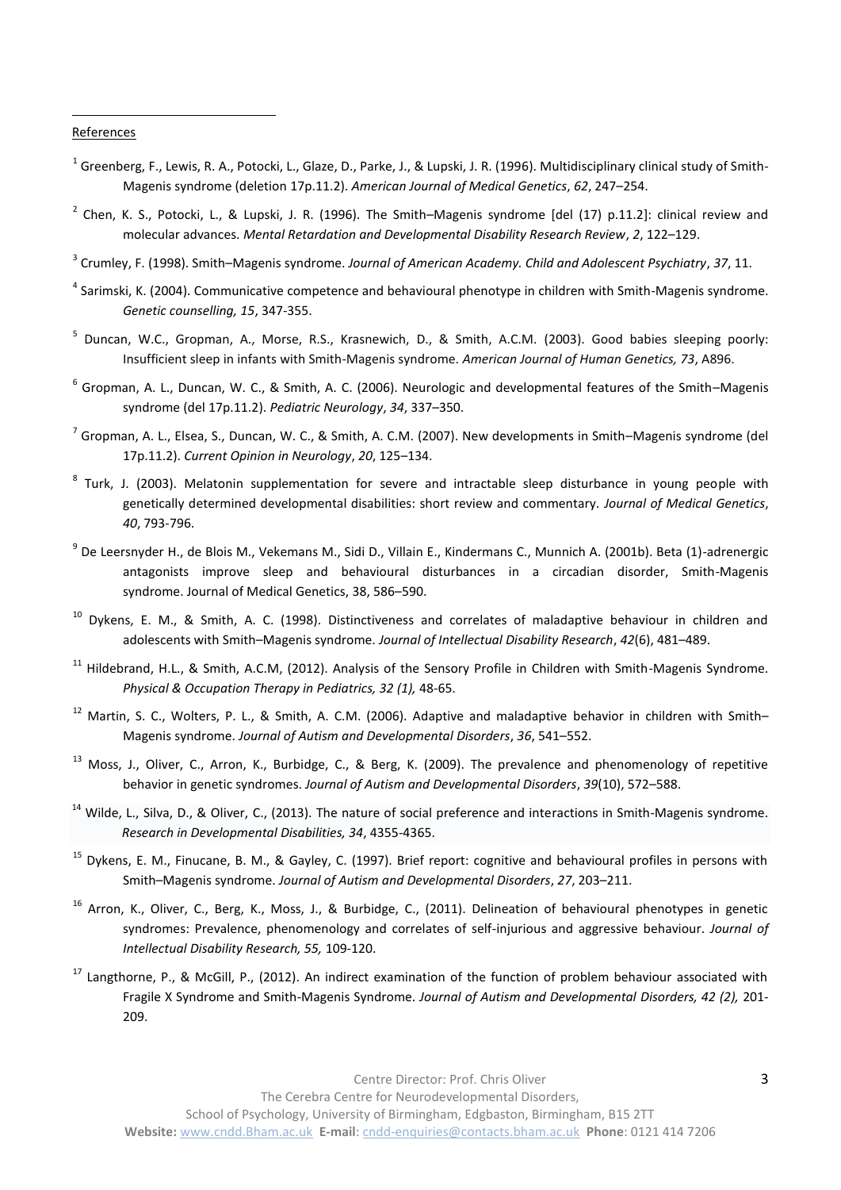References

[1] Greenberg, F., Lewis, R. A., Potocki, L., Glaze, D., Parke, J., & Lupski, J. R. (1996). Multidisciplinary clinical study of Smith-Magenis syndrome (deletion 17p.11.2). *American Journal of Medical Genetics*, *62*, 247–254.

[2] Chen, K. S., Potocki, L., & Lupski, J. R. (1996). The Smith–Magenis syndrome [del (17) p.11.2]: clinical review and molecular advances. *Mental Retardation and Developmental Disability Research Review*, *2*, 122–129.

[3] Crumley, F. (1998). Smith–Magenis syndrome. *Journal of American Academy. Child and Adolescent Psychiatry*, *37*, 11.

[4] Sarimski, K. (2004). Communicative competence and behavioural phenotype in children with Smith-Magenis syndrome. *Genetic counselling, 15*, 347-355.

[5] Duncan, W.C., Gropman, A., Morse, R.S., Krasnewich, D., & Smith, A.C.M. (2003). Good babies sleeping poorly: Insufficient sleep in infants with Smith-Magenis syndrome. *American Journal of Human Genetics, 73*, A896.

[6] Gropman, A. L., Duncan, W. C., & Smith, A. C. (2006). Neurologic and developmental features of the Smith–Magenis syndrome (del 17p.11.2). *Pediatric Neurology*, *34*, 337–350.

[7] Gropman, A. L., Elsea, S., Duncan, W. C., & Smith, A. C.M. (2007). New developments in Smith–Magenis syndrome (del 17p.11.2). *Current Opinion in Neurology*, *20*, 125–134.

[8] Turk, J. (2003). Melatonin supplementation for severe and intractable sleep disturbance in young people with genetically determined developmental disabilities: short review and commentary. *Journal of Medical Genetics*, *40*, 793-796.

[9] De Leersnyder H., de Blois M., Vekemans M., Sidi D., Villain E., Kindermans C., Munnich A. (2001b). Beta (1)-adrenergic antagonists improve sleep and behavioural disturbances in a circadian disorder, Smith-Magenis syndrome. Journal of Medical Genetics, 38, 586–590.

[10] Dykens, E. M., & Smith, A. C. (1998). Distinctiveness and correlates of maladaptive behaviour in children and adolescents with Smith–Magenis syndrome. *Journal of Intellectual Disability Research*, *42*(6), 481–489.

[11] Hildebrand, H.L., & Smith, A.C.M, (2012). Analysis of the Sensory Profile in Children with Smith-Magenis Syndrome. *Physical & Occupation Therapy in Pediatrics, 32 (1),* 48-65.

[12] Martin, S. C., Wolters, P. L., & Smith, A. C.M. (2006). Adaptive and maladaptive behavior in children with Smith–Magenis syndrome. *Journal of Autism and Developmental Disorders*, *36*, 541–552.

[13] Moss, J., Oliver, C., Arron, K., Burbidge, C., & Berg, K. (2009). The prevalence and phenomenology of repetitive behavior in genetic syndromes. *Journal of Autism and Developmental Disorders*, *39*(10), 572–588.

[14] Wilde, L., Silva, D., & Oliver, C., (2013). The nature of social preference and interactions in Smith-Magenis syndrome. *Research in Developmental Disabilities, 34*, 4355-4365.

[15] Dykens, E. M., Finucane, B. M., & Gayley, C. (1997). Brief report: cognitive and behavioural profiles in persons with Smith–Magenis syndrome. *Journal of Autism and Developmental Disorders*, *27*, 203–211.

[16] Arron, K., Oliver, C., Berg, K., Moss, J., & Burbidge, C., (2011). Delineation of behavioural phenotypes in genetic syndromes: Prevalence, phenomenology and correlates of self-injurious and aggressive behaviour. *Journal of Intellectual Disability Research, 55,* 109-120.

[17] Langthorne, P., & McGill, P., (2012). An indirect examination of the function of problem behaviour associated with Fragile X Syndrome and Smith-Magenis Syndrome. *Journal of Autism and Developmental Disorders, 42 (2),* 201-209.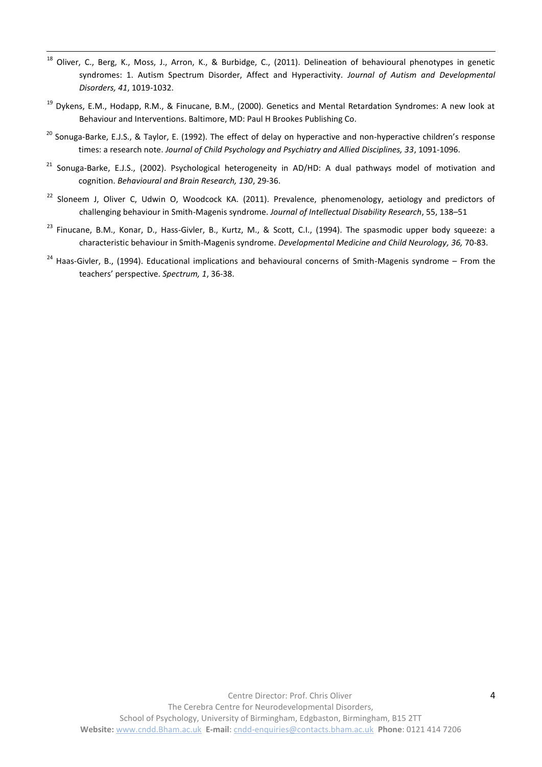[18] Oliver, C., Berg, K., Moss, J., Arron, K., & Burbidge, C., (2011). Delineation of behavioural phenotypes in genetic syndromes: 1. Autism Spectrum Disorder, Affect and Hyperactivity. *Journal of Autism and Developmental Disorders, 41*, 1019-1032.

[19] Dykens, E.M., Hodapp, R.M., & Finucane, B.M., (2000). Genetics and Mental Retardation Syndromes: A new look at Behaviour and Interventions. Baltimore, MD: Paul H Brookes Publishing Co.

[20] Sonuga-Barke, E.J.S., & Taylor, E. (1992). The effect of delay on hyperactive and non-hyperactive children's response times: a research note. *Journal of Child Psychology and Psychiatry and Allied Disciplines, 33*, 1091-1096.

[21] Sonuga-Barke, E.J.S., (2002). Psychological heterogeneity in AD/HD: A dual pathways model of motivation and cognition. *Behavioural and Brain Research, 130*, 29-36.

[22] Sloneem J, Oliver C, Udwin O, Woodcock KA. (2011). Prevalence, phenomenology, aetiology and predictors of challenging behaviour in Smith-Magenis syndrome. *Journal of Intellectual Disability Research*, 55, 138–51

[23] Finucane, B.M., Konar, D., Hass-Givler, B., Kurtz, M., & Scott, C.I., (1994). The spasmodic upper body squeeze: a characteristic behaviour in Smith-Magenis syndrome. *Developmental Medicine and Child Neurology, 36,* 70-83.

[24] Haas-Givler, B., (1994). Educational implications and behavioural concerns of Smith-Magenis syndrome – From the teachers' perspective. *Spectrum, 1*, 36-38.

Centre Director: Prof. Chris Oliver
The Cerebra Centre for Neurodevelopmental Disorders,
School of Psychology, University of Birmingham, Edgbaston, Birmingham, B15 2TT
**Website:** www.cndd.Bham.ac.uk **E-mail**: cndd-enquiries@contacts.bham.ac.uk **Phone**: 0121 414 7206